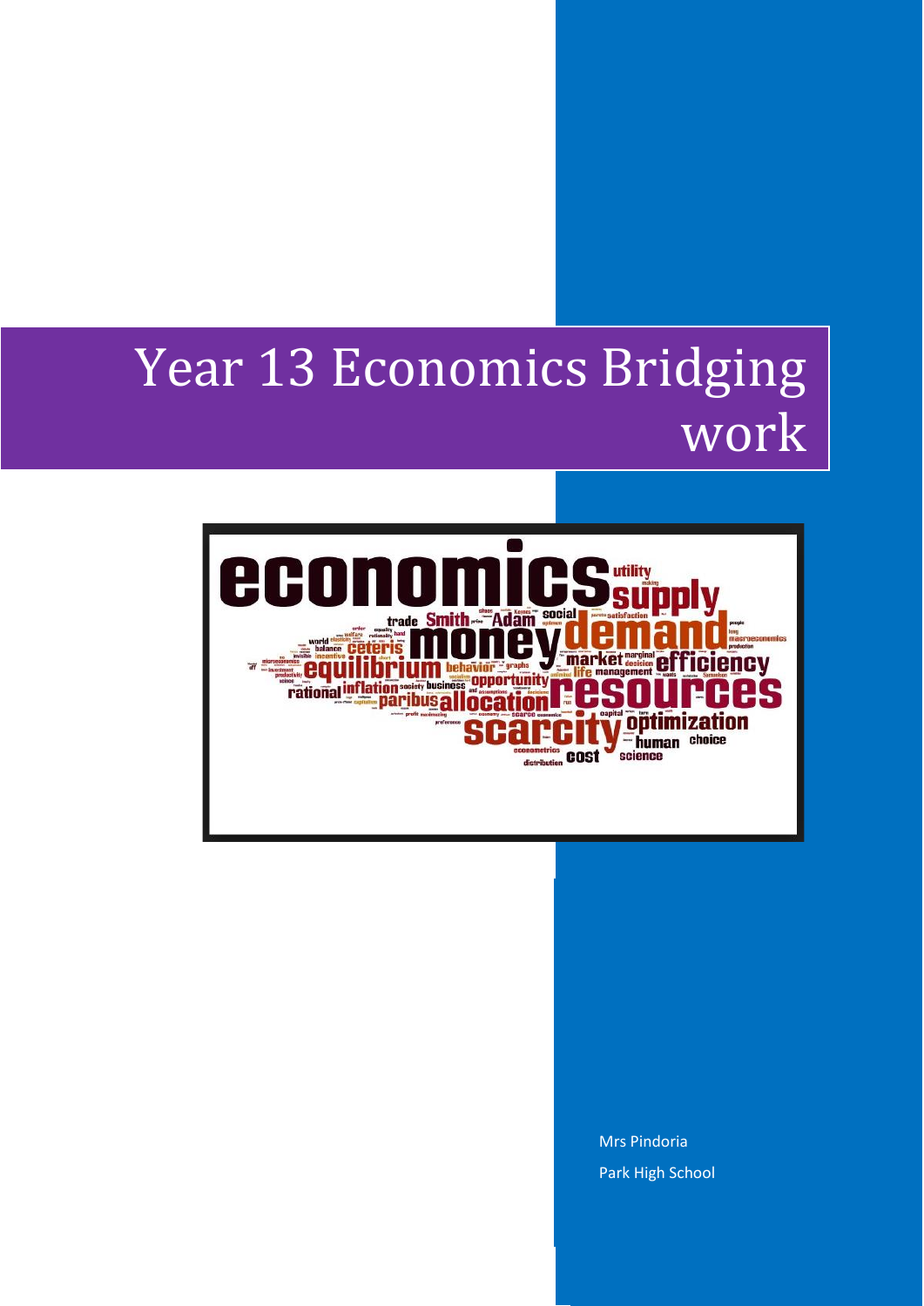# Year 13 Economics Bridging work

Mrs Pindoria

Park High School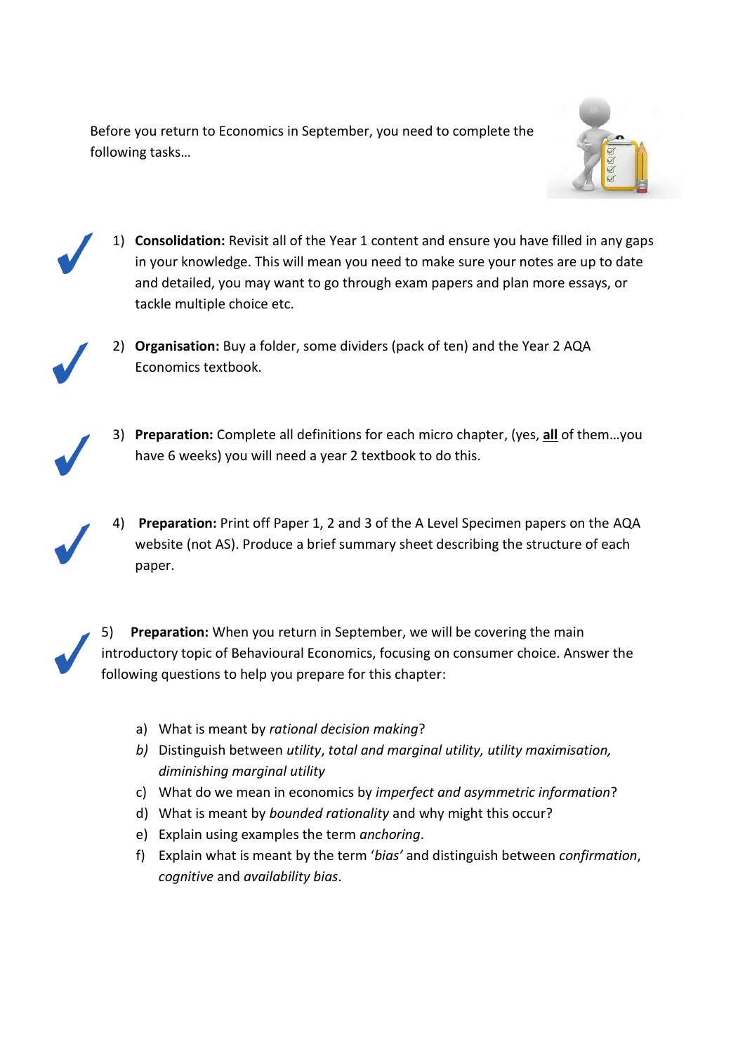Before you return to Economics in September, you need to complete the following tasks…

1) **Consolidation:** Revisit all of the Year 1 content and ensure you have filled in any gaps in your knowledge. This will mean you need to make sure your notes are up to date and detailed, you may want to go through exam papers and plan more essays, or tackle multiple choice etc.

2) **Organisation:** Buy a folder, some dividers (pack of ten) and the Year 2 AQA Economics textbook.

3) **Preparation:** Complete all definitions for each micro chapter, (yes, **<u>all</u>** of them…you have 6 weeks) you will need a year 2 textbook to do this.

4) **Preparation:** Print off Paper 1, 2 and 3 of the A Level Specimen papers on the AQA website (not AS). Produce a brief summary sheet describing the structure of each paper.

5) **Preparation:** When you return in September, we will be covering the main introductory topic of Behavioural Economics, focusing on consumer choice. Answer the following questions to help you prepare for this chapter:

   a) What is meant by *rational decision making*?
   b) Distinguish between *utility*, *total and marginal utility, utility maximisation, diminishing marginal utility*
   c) What do we mean in economics by *imperfect and asymmetric information*?
   d) What is meant by *bounded rationality* and why might this occur?
   e) Explain using examples the term *anchoring*.
   f) Explain what is meant by the term '*bias'* and distinguish between *confirmation*, *cognitive* and *availability bias*.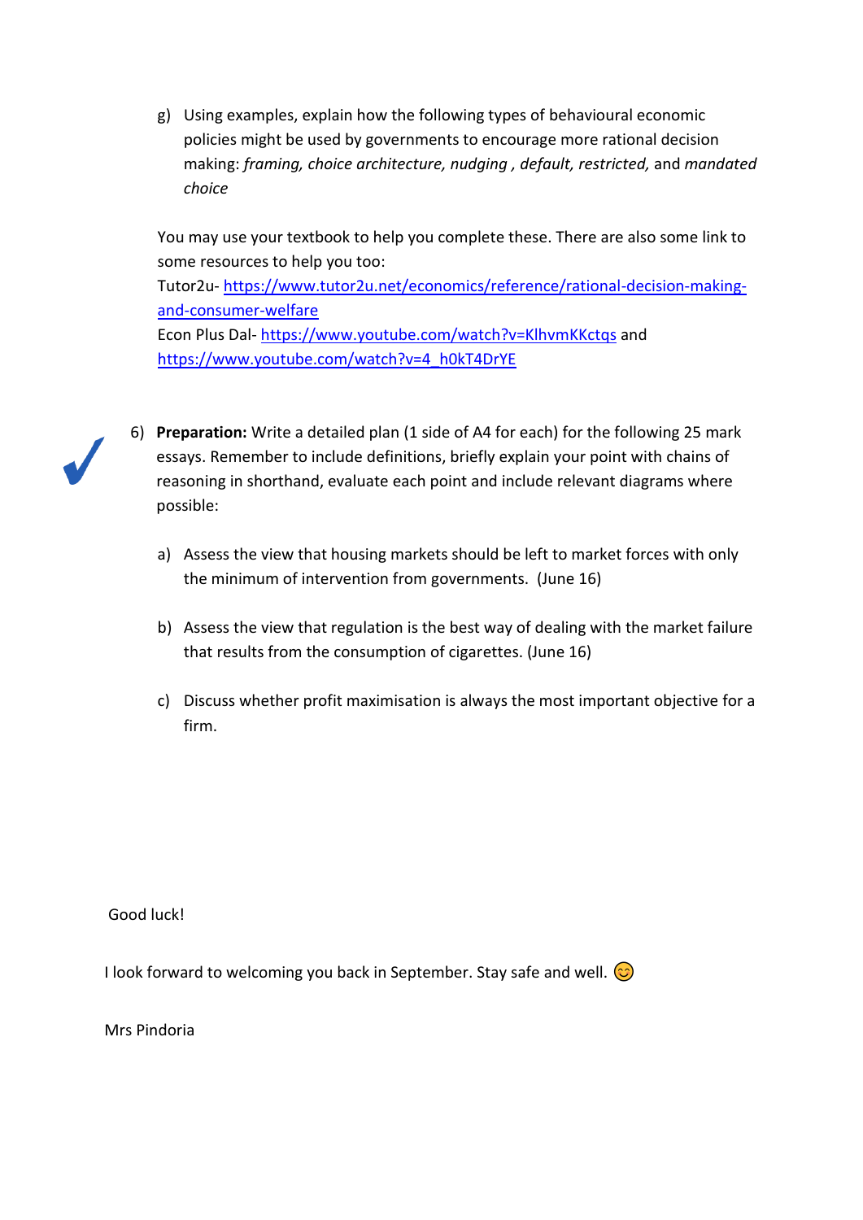g) Using examples, explain how the following types of behavioural economic policies might be used by governments to encourage more rational decision making: *framing, choice architecture, nudging , default, restricted,* and *mandated choice*

You may use your textbook to help you complete these. There are also some link to some resources to help you too:
Tutor2u- [https://www.tutor2u.net/economics/reference/rational-decision-making-and-consumer-welfare](https://www.tutor2u.net/economics/reference/rational-decision-making-and-consumer-welfare)
Econ Plus Dal- [https://www.youtube.com/watch?v=KlhvmKKctqs](https://www.youtube.com/watch?v=KlhvmKKctqs) and [https://www.youtube.com/watch?v=4_h0kT4DrYE](https://www.youtube.com/watch?v=4_h0kT4DrYE)

✓

6) **Preparation:** Write a detailed plan (1 side of A4 for each) for the following 25 mark essays. Remember to include definitions, briefly explain your point with chains of reasoning in shorthand, evaluate each point and include relevant diagrams where possible:

   a) Assess the view that housing markets should be left to market forces with only the minimum of intervention from governments. (June 16)

   b) Assess the view that regulation is the best way of dealing with the market failure that results from the consumption of cigarettes. (June 16)

   c) Discuss whether profit maximisation is always the most important objective for a firm.

Good luck!

I look forward to welcoming you back in September. Stay safe and well. 😊

Mrs Pindoria